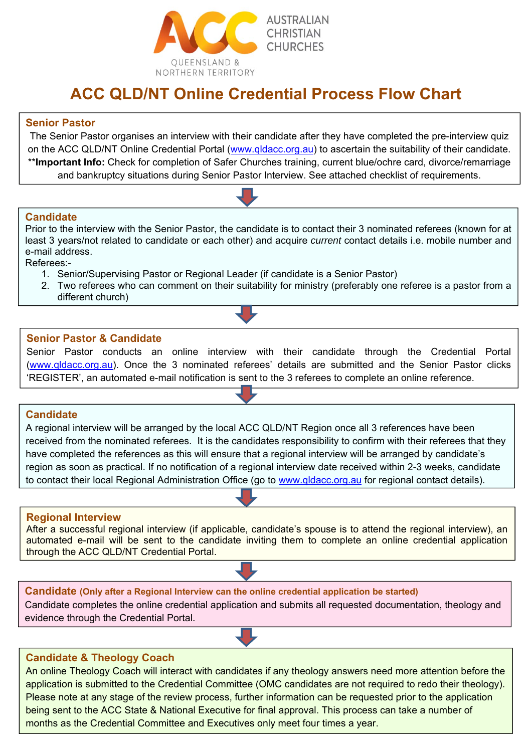AUSTRALIAN CHRISTIAN CHURCHES

QUEENSLAND & NORTHERN TERRITORY

# ACC QLD/NT Online Credential Process Flow Chart

### Senior Pastor

The Senior Pastor organises an interview with their candidate after they have completed the pre-interview quiz on the ACC QLD/NT Online Credential Portal (www.qldacc.org.au) to ascertain the suitability of their candidate. ****Important Info:** Check for completion of Safer Churches training, current blue/ochre card, divorce/remarriage and bankruptcy situations during Senior Pastor Interview. See attached checklist of requirements.

### Candidate

Prior to the interview with the Senior Pastor, the candidate is to contact their 3 nominated referees (known for at least 3 years/not related to candidate or each other) and acquire *current* contact details i.e. mobile number and e-mail address.

Referees:-

1. Senior/Supervising Pastor or Regional Leader (if candidate is a Senior Pastor)
2. Two referees who can comment on their suitability for ministry (preferably one referee is a pastor from a different church)

### Senior Pastor & Candidate

Senior Pastor conducts an online interview with their candidate through the Credential Portal (www.qldacc.org.au). Once the 3 nominated referees' details are submitted and the Senior Pastor clicks 'REGISTER', an automated e-mail notification is sent to the 3 referees to complete an online reference.

### Candidate

A regional interview will be arranged by the local ACC QLD/NT Region once all 3 references have been received from the nominated referees. It is the candidates responsibility to confirm with their referees that they have completed the references as this will ensure that a regional interview will be arranged by candidate's region as soon as practical. If no notification of a regional interview date received within 2-3 weeks, candidate to contact their local Regional Administration Office (go to www.qldacc.org.au for regional contact details).

### Regional Interview

After a successful regional interview (if applicable, candidate's spouse is to attend the regional interview), an automated e-mail will be sent to the candidate inviting them to complete an online credential application through the ACC QLD/NT Credential Portal.

### Candidate (Only after a Regional Interview can the online credential application be started)

Candidate completes the online credential application and submits all requested documentation, theology and evidence through the Credential Portal.

### Candidate & Theology Coach

An online Theology Coach will interact with candidates if any theology answers need more attention before the application is submitted to the Credential Committee (OMC candidates are not required to redo their theology). Please note at any stage of the review process, further information can be requested prior to the application being sent to the ACC State & National Executive for final approval. This process can take a number of months as the Credential Committee and Executives only meet four times a year.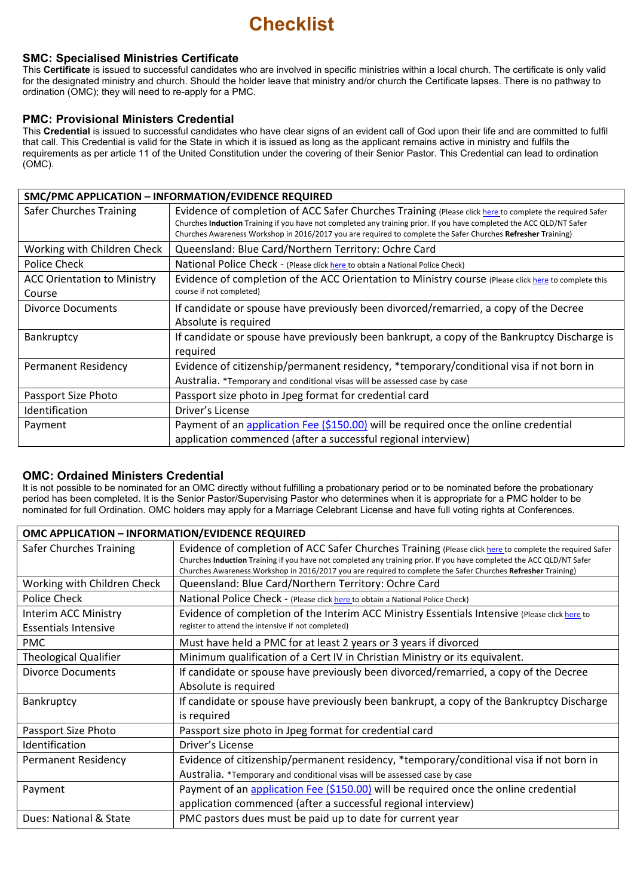# Checklist

### SMC: Specialised Ministries Certificate

This **Certificate** is issued to successful candidates who are involved in specific ministries within a local church. The certificate is only valid for the designated ministry and church. Should the holder leave that ministry and/or church the Certificate lapses. There is no pathway to ordination (OMC); they will need to re-apply for a PMC.

### PMC: Provisional Ministers Credential

This **Credential** is issued to successful candidates who have clear signs of an evident call of God upon their life and are committed to fulfil that call. This Credential is valid for the State in which it is issued as long as the applicant remains active in ministry and fulfils the requirements as per article 11 of the United Constitution under the covering of their Senior Pastor. This Credential can lead to ordination (OMC).

| **SMC/PMC APPLICATION – INFORMATION/EVIDENCE REQUIRED** | |
|---|---|
| Safer Churches Training | Evidence of completion of ACC Safer Churches Training (Please click here to complete the required Safer Churches **Induction** Training if you have not completed any training prior. If you have completed the ACC QLD/NT Safer Churches Awareness Workshop in 2016/2017 you are required to complete the Safer Churches **Refresher** Training) |
| Working with Children Check | Queensland: Blue Card/Northern Territory: Ochre Card |
| Police Check | National Police Check - (Please click here to obtain a National Police Check) |
| ACC Orientation to Ministry Course | Evidence of completion of the ACC Orientation to Ministry course (Please click here to complete this course if not completed) |
| Divorce Documents | If candidate or spouse have previously been divorced/remarried, a copy of the Decree Absolute is required |
| Bankruptcy | If candidate or spouse have previously been bankrupt, a copy of the Bankruptcy Discharge is required |
| Permanent Residency | Evidence of citizenship/permanent residency, *temporary/conditional visa if not born in Australia. *Temporary and conditional visas will be assessed case by case |
| Passport Size Photo | Passport size photo in Jpeg format for credential card |
| Identification | Driver's License |
| Payment | Payment of an application Fee ($150.00) will be required once the online credential application commenced (after a successful regional interview) |

### OMC: Ordained Ministers Credential

It is not possible to be nominated for an OMC directly without fulfilling a probationary period or to be nominated before the probationary period has been completed. It is the Senior Pastor/Supervising Pastor who determines when it is appropriate for a PMC holder to be nominated for full Ordination. OMC holders may apply for a Marriage Celebrant License and have full voting rights at Conferences.

| **OMC APPLICATION – INFORMATION/EVIDENCE REQUIRED** | |
|---|---|
| Safer Churches Training | Evidence of completion of ACC Safer Churches Training (Please click here to complete the required Safer Churches **Induction** Training if you have not completed any training prior. If you have completed the ACC QLD/NT Safer Churches Awareness Workshop in 2016/2017 you are required to complete the Safer Churches **Refresher** Training) |
| Working with Children Check | Queensland: Blue Card/Northern Territory: Ochre Card |
| Police Check | National Police Check - (Please click here to obtain a National Police Check) |
| Interim ACC Ministry Essentials Intensive | Evidence of completion of the Interim ACC Ministry Essentials Intensive (Please click here to register to attend the intensive if not completed) |
| PMC | Must have held a PMC for at least 2 years or 3 years if divorced |
| Theological Qualifier | Minimum qualification of a Cert IV in Christian Ministry or its equivalent. |
| Divorce Documents | If candidate or spouse have previously been divorced/remarried, a copy of the Decree Absolute is required |
| Bankruptcy | If candidate or spouse have previously been bankrupt, a copy of the Bankruptcy Discharge is required |
| Passport Size Photo | Passport size photo in Jpeg format for credential card |
| Identification | Driver's License |
| Permanent Residency | Evidence of citizenship/permanent residency, *temporary/conditional visa if not born in Australia. *Temporary and conditional visas will be assessed case by case |
| Payment | Payment of an application Fee ($150.00) will be required once the online credential application commenced (after a successful regional interview) |
| Dues: National & State | PMC pastors dues must be paid up to date for current year |